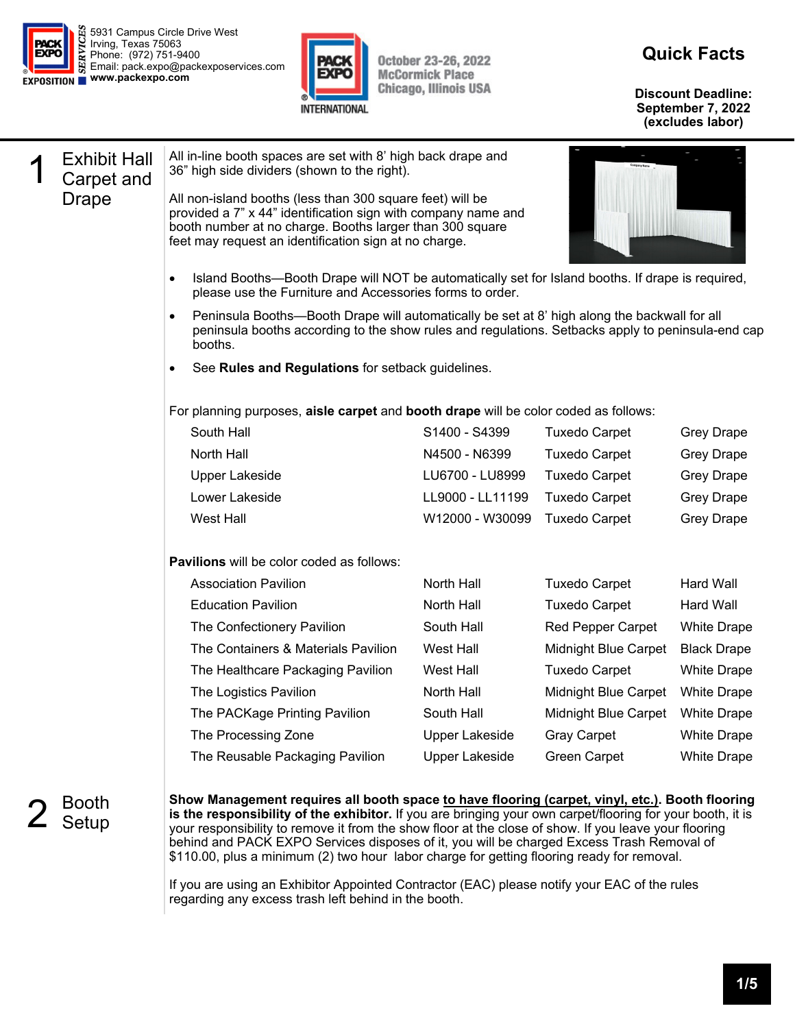5931 Campus Circle Drive West
Irving, Texas 75063
Phone: (972) 751-9400
Email: pack.expo@packexposervices.com
www.packexpo.com

October 23-26, 2022
McCormick Place
Chicago, Illinois USA

# Quick Facts

**Discount Deadline: September 7, 2022 (excludes labor)**

## 1 Exhibit Hall Carpet and Drape

All in-line booth spaces are set with 8' high back drape and 36" high side dividers (shown to the right).

All non-island booths (less than 300 square feet) will be provided a 7" x 44" identification sign with company name and booth number at no charge. Booths larger than 300 square feet may request an identification sign at no charge.

- Island Booths—Booth Drape will NOT be automatically set for Island booths. If drape is required, please use the Furniture and Accessories forms to order.
- Peninsula Booths—Booth Drape will automatically be set at 8' high along the backwall for all peninsula booths according to the show rules and regulations. Setbacks apply to peninsula-end cap booths.
- See **Rules and Regulations** for setback guidelines.

For planning purposes, **aisle carpet** and **booth drape** will be color coded as follows:

| | | | |
|---|---|---|---|
| South Hall | S1400 - S4399 | Tuxedo Carpet | Grey Drape |
| North Hall | N4500 - N6399 | Tuxedo Carpet | Grey Drape |
| Upper Lakeside | LU6700 - LU8999 | Tuxedo Carpet | Grey Drape |
| Lower Lakeside | LL9000 - LL11199 | Tuxedo Carpet | Grey Drape |
| West Hall | W12000 - W30099 | Tuxedo Carpet | Grey Drape |

**Pavilions** will be color coded as follows:

| | | | |
|---|---|---|---|
| Association Pavilion | North Hall | Tuxedo Carpet | Hard Wall |
| Education Pavilion | North Hall | Tuxedo Carpet | Hard Wall |
| The Confectionery Pavilion | South Hall | Red Pepper Carpet | White Drape |
| The Containers & Materials Pavilion | West Hall | Midnight Blue Carpet | Black Drape |
| The Healthcare Packaging Pavilion | West Hall | Tuxedo Carpet | White Drape |
| The Logistics Pavilion | North Hall | Midnight Blue Carpet | White Drape |
| The PACKage Printing Pavilion | South Hall | Midnight Blue Carpet | White Drape |
| The Processing Zone | Upper Lakeside | Gray Carpet | White Drape |
| The Reusable Packaging Pavilion | Upper Lakeside | Green Carpet | White Drape |

## 2 Booth Setup

**Show Management requires all booth space to have flooring (carpet, vinyl, etc.). Booth flooring is the responsibility of the exhibitor.** If you are bringing your own carpet/flooring for your booth, it is your responsibility to remove it from the show floor at the close of show. If you leave your flooring behind and PACK EXPO Services disposes of it, you will be charged Excess Trash Removal of $110.00, plus a minimum (2) two hour labor charge for getting flooring ready for removal.

If you are using an Exhibitor Appointed Contractor (EAC) please notify your EAC of the rules regarding any excess trash left behind in the booth.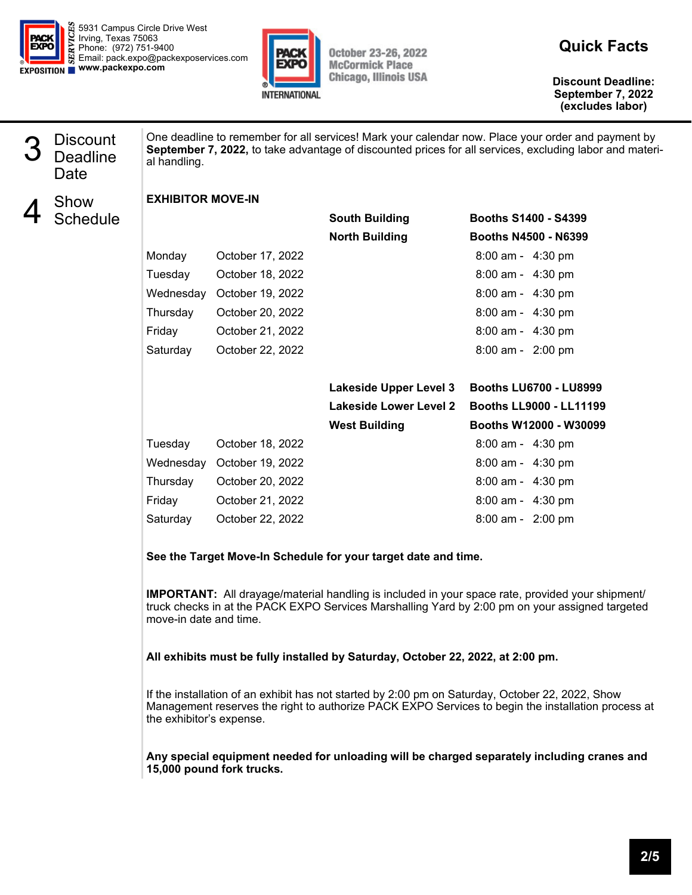5931 Campus Circle Drive West
Irving, Texas 75063
Phone: (972) 751-9400
Email: pack.expo@packexposervices.com
**www.packexpo.com**

October 23-26, 2022
McCormick Place
Chicago, Illinois USA

# Quick Facts

**Discount Deadline: September 7, 2022 (excludes labor)**

## 3 Discount Deadline Date

One deadline to remember for all services! Mark your calendar now. Place your order and payment by **September 7, 2022,** to take advantage of discounted prices for all services, excluding labor and material handling.

## 4 Show Schedule

**EXHIBITOR MOVE-IN**

| | | | |
|---|---|---|---|
| | | **South Building** | **Booths S1400 - S4399** |
| | | **North Building** | **Booths N4500 - N6399** |
| Monday | October 17, 2022 | | 8:00 am - 4:30 pm |
| Tuesday | October 18, 2022 | | 8:00 am - 4:30 pm |
| Wednesday | October 19, 2022 | | 8:00 am - 4:30 pm |
| Thursday | October 20, 2022 | | 8:00 am - 4:30 pm |
| Friday | October 21, 2022 | | 8:00 am - 4:30 pm |
| Saturday | October 22, 2022 | | 8:00 am - 2:00 pm |

| | | | |
|---|---|---|---|
| | | **Lakeside Upper Level 3** | **Booths LU6700 - LU8999** |
| | | **Lakeside Lower Level 2** | **Booths LL9000 - LL11199** |
| | | **West Building** | **Booths W12000 - W30099** |
| Tuesday | October 18, 2022 | | 8:00 am - 4:30 pm |
| Wednesday | October 19, 2022 | | 8:00 am - 4:30 pm |
| Thursday | October 20, 2022 | | 8:00 am - 4:30 pm |
| Friday | October 21, 2022 | | 8:00 am - 4:30 pm |
| Saturday | October 22, 2022 | | 8:00 am - 2:00 pm |

**See the Target Move-In Schedule for your target date and time.**

**IMPORTANT:** All drayage/material handling is included in your space rate, provided your shipment/truck checks in at the PACK EXPO Services Marshalling Yard by 2:00 pm on your assigned targeted move-in date and time.

**All exhibits must be fully installed by Saturday, October 22, 2022, at 2:00 pm.**

If the installation of an exhibit has not started by 2:00 pm on Saturday, October 22, 2022, Show Management reserves the right to authorize PACK EXPO Services to begin the installation process at the exhibitor's expense.

**Any special equipment needed for unloading will be charged separately including cranes and 15,000 pound fork trucks.**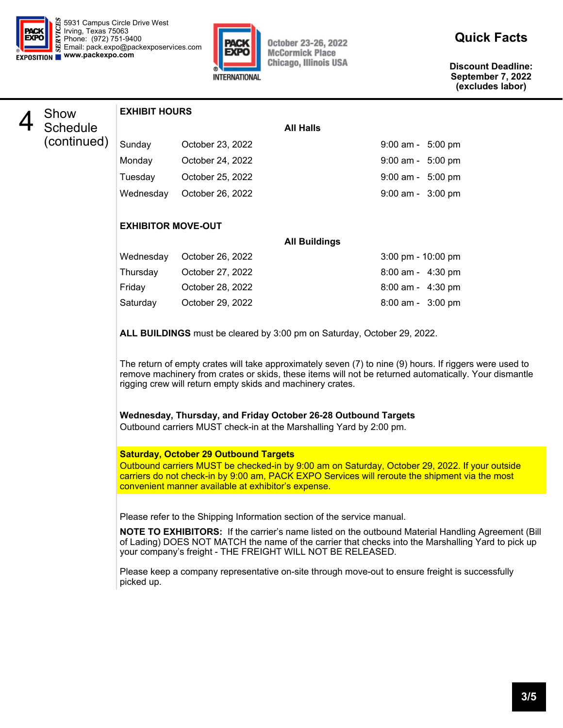# 4 Show Schedule (continued)

## EXHIBIT HOURS

| | | All Halls |
|---|---|---|
| Sunday | October 23, 2022 | 9:00 am - 5:00 pm |
| Monday | October 24, 2022 | 9:00 am - 5:00 pm |
| Tuesday | October 25, 2022 | 9:00 am - 5:00 pm |
| Wednesday | October 26, 2022 | 9:00 am - 3:00 pm |

## EXHIBITOR MOVE-OUT

| | | All Buildings |
|---|---|---|
| Wednesday | October 26, 2022 | 3:00 pm - 10:00 pm |
| Thursday | October 27, 2022 | 8:00 am - 4:30 pm |
| Friday | October 28, 2022 | 8:00 am - 4:30 pm |
| Saturday | October 29, 2022 | 8:00 am - 3:00 pm |

**ALL BUILDINGS** must be cleared by 3:00 pm on Saturday, October 29, 2022.

The return of empty crates will take approximately seven (7) to nine (9) hours. If riggers were used to remove machinery from crates or skids, these items will not be returned automatically. Your dismantle rigging crew will return empty skids and machinery crates.

**Wednesday, Thursday, and Friday October 26-28 Outbound Targets**
Outbound carriers MUST check-in at the Marshalling Yard by 2:00 pm.

**Saturday, October 29 Outbound Targets**
Outbound carriers MUST be checked-in by 9:00 am on Saturday, October 29, 2022. If your outside carriers do not check-in by 9:00 am, PACK EXPO Services will reroute the shipment via the most convenient manner available at exhibitor's expense.

Please refer to the Shipping Information section of the service manual.

**NOTE TO EXHIBITORS:** If the carrier's name listed on the outbound Material Handling Agreement (Bill of Lading) DOES NOT MATCH the name of the carrier that checks into the Marshalling Yard to pick up your company's freight - THE FREIGHT WILL NOT BE RELEASED.

Please keep a company representative on-site through move-out to ensure freight is successfully picked up.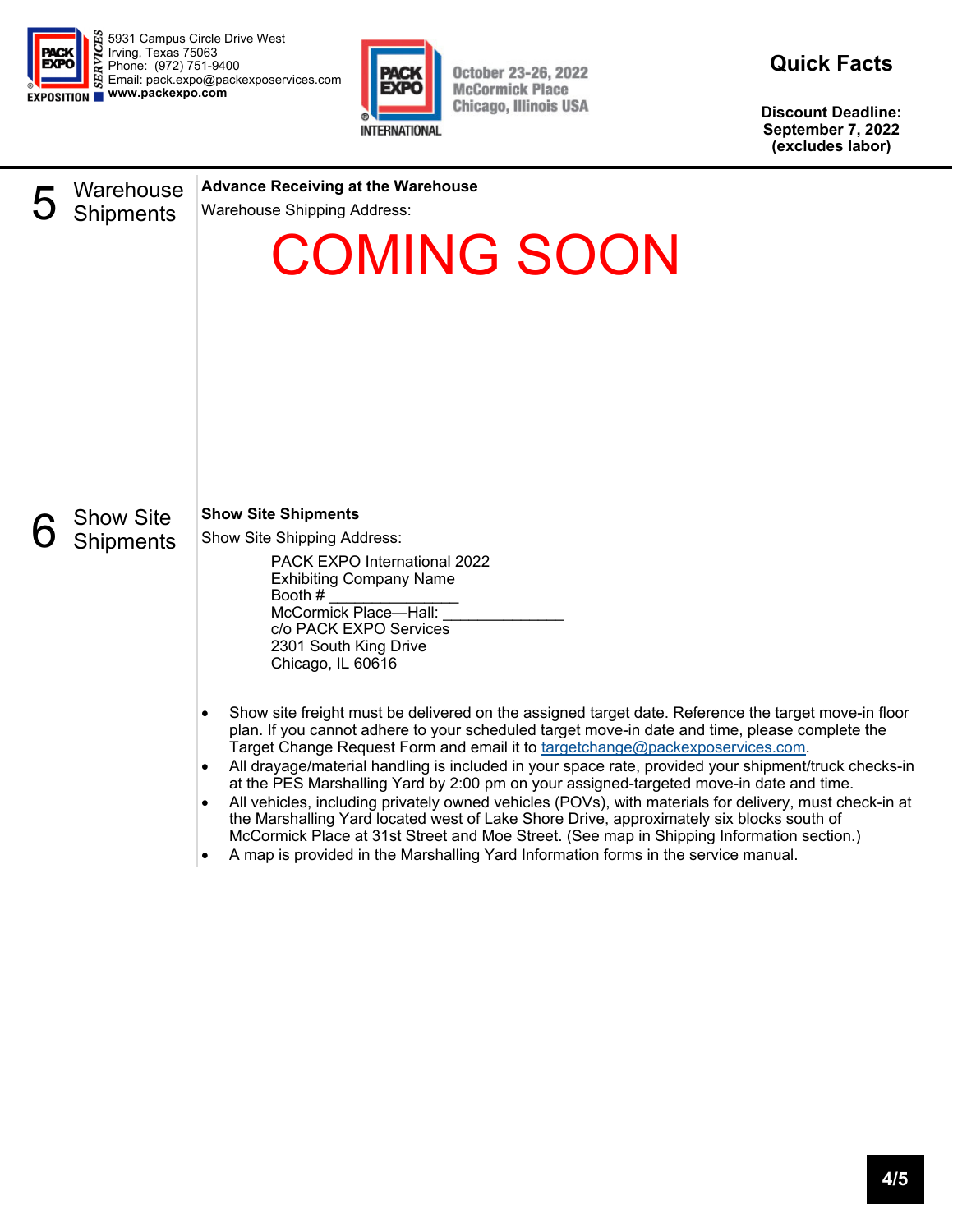5931 Campus Circle Drive West
Irving, Texas 75063
Phone: (972) 751-9400
Email: pack.expo@packexposervices.com
www.packexpo.com

October 23-26, 2022
McCormick Place
Chicago, Illinois USA

## Quick Facts

**Discount Deadline: September 7, 2022 (excludes labor)**

## 5 Warehouse Shipments

**Advance Receiving at the Warehouse**

Warehouse Shipping Address:

# COMING SOON

## 6 Show Site Shipments

**Show Site Shipments**

Show Site Shipping Address:

PACK EXPO International 2022
Exhibiting Company Name
Booth # _______________
McCormick Place—Hall: ______________
c/o PACK EXPO Services
2301 South King Drive
Chicago, IL 60616

- Show site freight must be delivered on the assigned target date. Reference the target move-in floor plan. If you cannot adhere to your scheduled target move-in date and time, please complete the Target Change Request Form and email it to targetchange@packexposervices.com.
- All drayage/material handling is included in your space rate, provided your shipment/truck checks-in at the PES Marshalling Yard by 2:00 pm on your assigned-targeted move-in date and time.
- All vehicles, including privately owned vehicles (POVs), with materials for delivery, must check-in at the Marshalling Yard located west of Lake Shore Drive, approximately six blocks south of McCormick Place at 31st Street and Moe Street. (See map in Shipping Information section.)
- A map is provided in the Marshalling Yard Information forms in the service manual.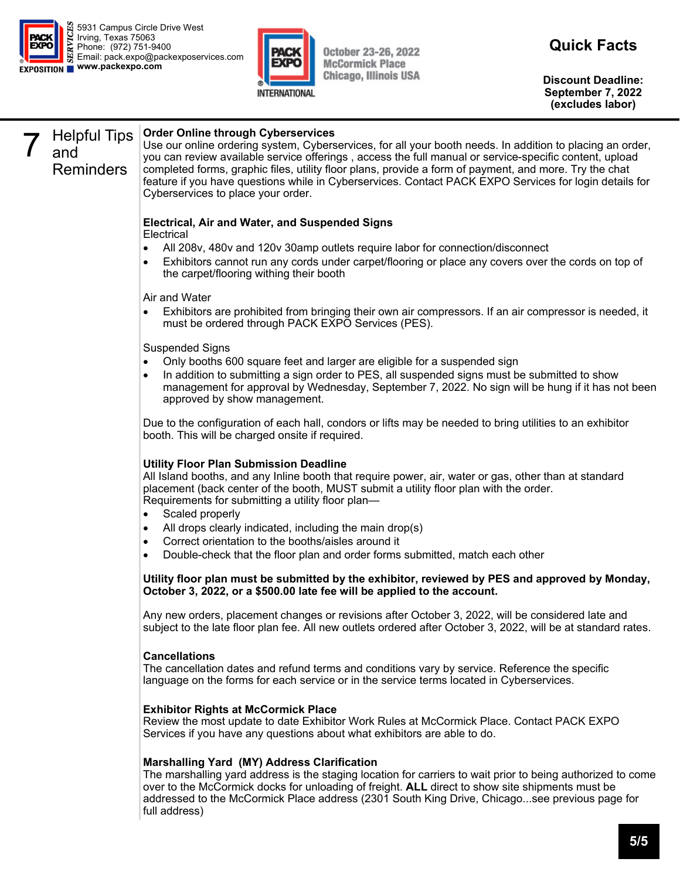5931 Campus Circle Drive West
Irving, Texas 75063
Phone: (972) 751-9400
Email: pack.expo@packexposervices.com
www.packexpo.com

October 23-26, 2022
McCormick Place
Chicago, Illinois USA

# Quick Facts

**Discount Deadline: September 7, 2022 (excludes labor)**

## 7 Helpful Tips and Reminders

**Order Online through Cyberservices**
Use our online ordering system, Cyberservices, for all your booth needs. In addition to placing an order, you can review available service offerings , access the full manual or service-specific content, upload completed forms, graphic files, utility floor plans, provide a form of payment, and more. Try the chat feature if you have questions while in Cyberservices. Contact PACK EXPO Services for login details for Cyberservices to place your order.

**Electrical, Air and Water, and Suspended Signs**
Electrical

- All 208v, 480v and 120v 30amp outlets require labor for connection/disconnect
- Exhibitors cannot run any cords under carpet/flooring or place any covers over the cords on top of the carpet/flooring withing their booth

Air and Water

- Exhibitors are prohibited from bringing their own air compressors. If an air compressor is needed, it must be ordered through PACK EXPO Services (PES).

Suspended Signs

- Only booths 600 square feet and larger are eligible for a suspended sign
- In addition to submitting a sign order to PES, all suspended signs must be submitted to show management for approval by Wednesday, September 7, 2022. No sign will be hung if it has not been approved by show management.

Due to the configuration of each hall, condors or lifts may be needed to bring utilities to an exhibitor booth. This will be charged onsite if required.

**Utility Floor Plan Submission Deadline**
All Island booths, and any Inline booth that require power, air, water or gas, other than at standard placement (back center of the booth, MUST submit a utility floor plan with the order.
Requirements for submitting a utility floor plan—

- Scaled properly
- All drops clearly indicated, including the main drop(s)
- Correct orientation to the booths/aisles around it
- Double-check that the floor plan and order forms submitted, match each other

**Utility floor plan must be submitted by the exhibitor, reviewed by PES and approved by Monday, October 3, 2022, or a $500.00 late fee will be applied to the account.**

Any new orders, placement changes or revisions after October 3, 2022, will be considered late and subject to the late floor plan fee. All new outlets ordered after October 3, 2022, will be at standard rates.

**Cancellations**
The cancellation dates and refund terms and conditions vary by service. Reference the specific language on the forms for each service or in the service terms located in Cyberservices.

**Exhibitor Rights at McCormick Place**
Review the most update to date Exhibitor Work Rules at McCormick Place. Contact PACK EXPO Services if you have any questions about what exhibitors are able to do.

**Marshalling Yard (MY) Address Clarification**
The marshalling yard address is the staging location for carriers to wait prior to being authorized to come over to the McCormick docks for unloading of freight. **ALL** direct to show site shipments must be addressed to the McCormick Place address (2301 South King Drive, Chicago...see previous page for full address)